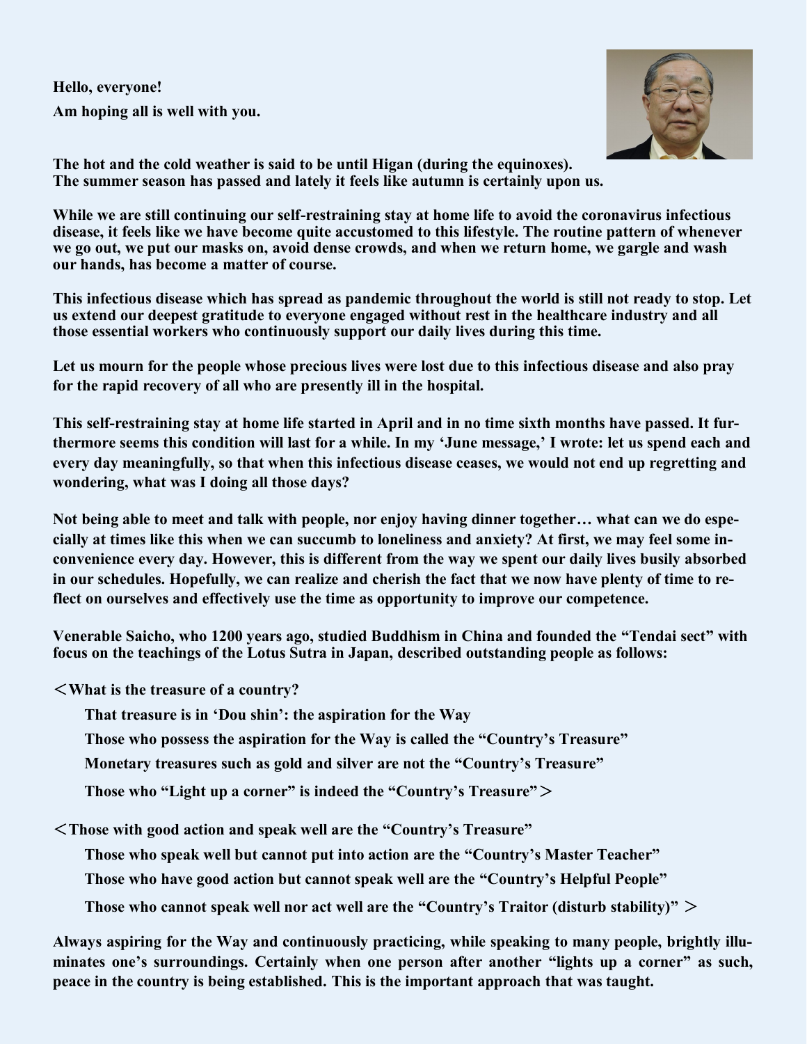**Hello, everyone!**

**Am hoping all is well with you.**

**The hot and the cold weather is said to be until Higan (during the equinoxes). The summer season has passed and lately it feels like autumn is certainly upon us.**

**While we are still continuing our self-restraining stay at home life to avoid the coronavirus infectious disease, it feels like we have become quite accustomed to this lifestyle. The routine pattern of whenever we go out, we put our masks on, avoid dense crowds, and when we return home, we gargle and wash our hands, has become a matter of course.**

**This infectious disease which has spread as pandemic throughout the world is still not ready to stop. Let us extend our deepest gratitude to everyone engaged without rest in the healthcare industry and all those essential workers who continuously support our daily lives during this time.**

**Let us mourn for the people whose precious lives were lost due to this infectious disease and also pray for the rapid recovery of all who are presently ill in the hospital.**

**This self-restraining stay at home life started in April and in no time sixth months have passed. It furthermore seems this condition will last for a while. In my 'June message,' I wrote: let us spend each and every day meaningfully, so that when this infectious disease ceases, we would not end up regretting and wondering, what was I doing all those days?**

**Not being able to meet and talk with people, nor enjoy having dinner together… what can we do especially at times like this when we can succumb to loneliness and anxiety? At first, we may feel some inconvenience every day. However, this is different from the way we spent our daily lives busily absorbed in our schedules. Hopefully, we can realize and cherish the fact that we now have plenty of time to reflect on ourselves and effectively use the time as opportunity to improve our competence.**

**Venerable Saicho, who 1200 years ago, studied Buddhism in China and founded the "Tendai sect" with focus on the teachings of the Lotus Sutra in Japan, described outstanding people as follows:**

**＜What is the treasure of a country?**

**That treasure is in 'Dou shin': the aspiration for the Way**

**Those who possess the aspiration for the Way is called the "Country's Treasure"**

**Monetary treasures such as gold and silver are not the "Country's Treasure"**

**Those who "Light up a corner" is indeed the "Country's Treasure"＞**

**＜Those with good action and speak well are the "Country's Treasure"**

**Those who speak well but cannot put into action are the "Country's Master Teacher"**

**Those who have good action but cannot speak well are the "Country's Helpful People"**

**Those who cannot speak well nor act well are the "Country's Traitor (disturb stability)" ＞**

**Always aspiring for the Way and continuously practicing, while speaking to many people, brightly illuminates one's surroundings. Certainly when one person after another "lights up a corner" as such, peace in the country is being established. This is the important approach that was taught.**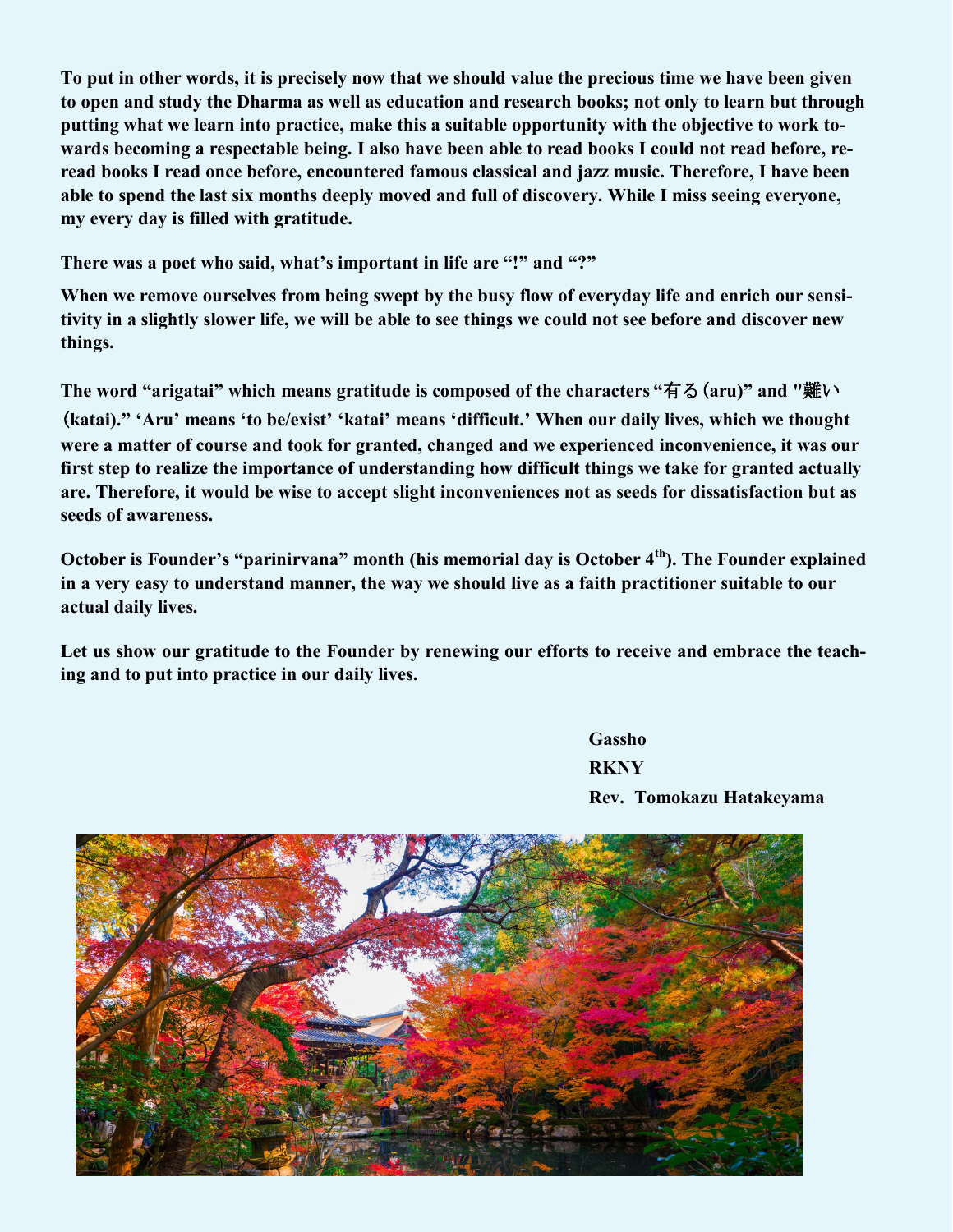**To put in other words, it is precisely now that we should value the precious time we have been given to open and study the Dharma as well as education and research books; not only to learn but through putting what we learn into practice, make this a suitable opportunity with the objective to work towards becoming a respectable being. I also have been able to read books I could not read before, re-read books I read once before, encountered famous classical and jazz music. Therefore, I have been able to spend the last six months deeply moved and full of discovery. While I miss seeing everyone, my every day is filled with gratitude.**

**There was a poet who said, what's important in life are "!" and "?"**

**When we remove ourselves from being swept by the busy flow of everyday life and enrich our sensitivity in a slightly slower life, we will be able to see things we could not see before and discover new things.**

**The word "arigatai" which means gratitude is composed of the characters "有る (aru)" and "難い (katai)." 'Aru' means 'to be/exist' 'katai' means 'difficult.' When our daily lives, which we thought were a matter of course and took for granted, changed and we experienced inconvenience, it was our first step to realize the importance of understanding how difficult things we take for granted actually are. Therefore, it would be wise to accept slight inconveniences not as seeds for dissatisfaction but as seeds of awareness.**

**October is Founder's "parinirvana" month (his memorial day is October 4th). The Founder explained in a very easy to understand manner, the way we should live as a faith practitioner suitable to our actual daily lives.**

**Let us show our gratitude to the Founder by renewing our efforts to receive and embrace the teaching and to put into practice in our daily lives.**

**Gassho**
**RKNY**
**Rev. Tomokazu Hatakeyama**